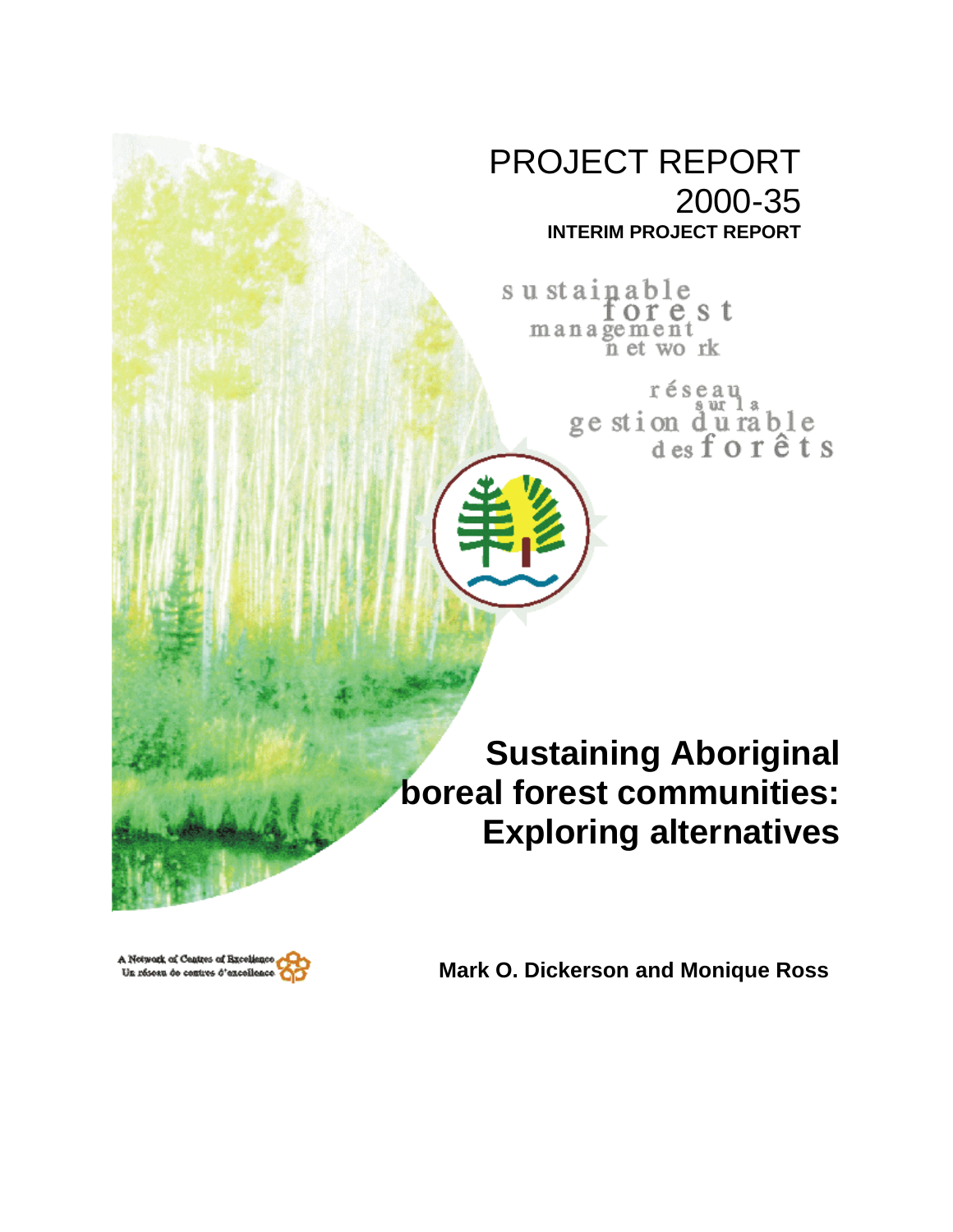PROJECT REPORT
2000-35

**INTERIM PROJECT REPORT**

sustainable forest management network

réseau sur la gestion durable des forêts

# Sustaining Aboriginal boreal forest communities: Exploring alternatives

A Network of Centres of Excellence
Un réseau de centres d'excellence

**Mark O. Dickerson and Monique Ross**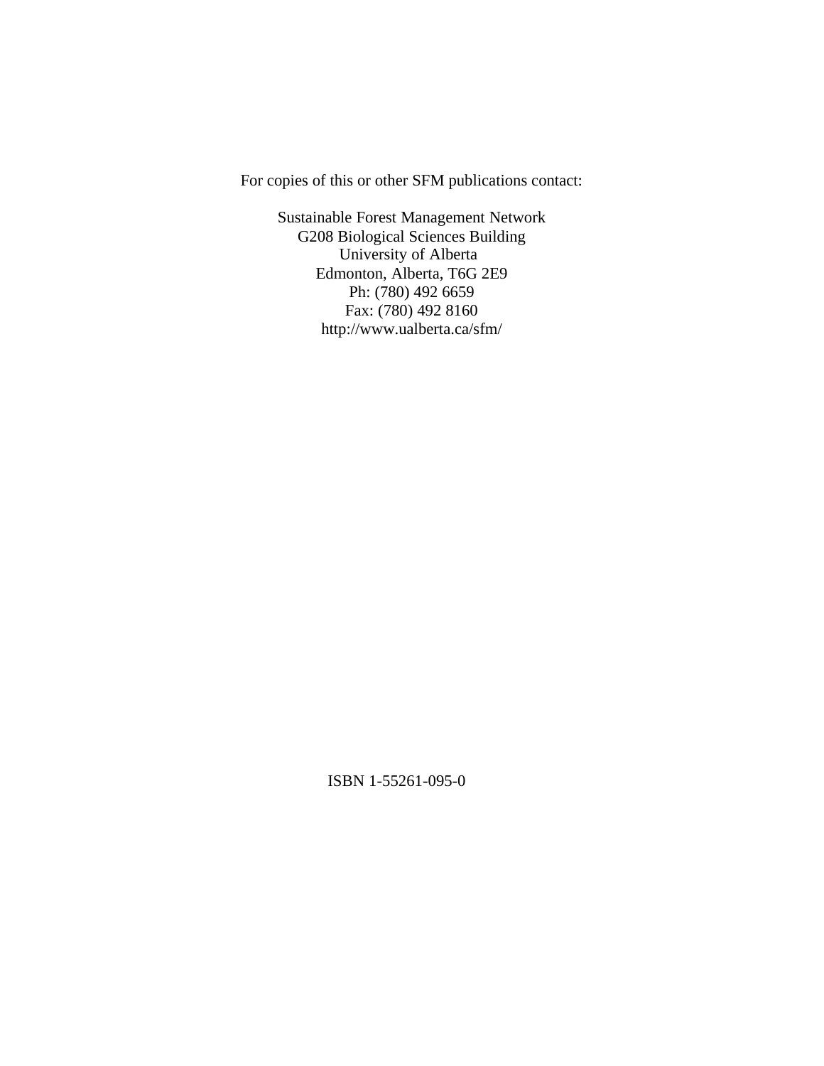For copies of this or other SFM publications contact:

Sustainable Forest Management Network
G208 Biological Sciences Building
University of Alberta
Edmonton, Alberta, T6G 2E9
Ph: (780) 492 6659
Fax: (780) 492 8160
http://www.ualberta.ca/sfm/

ISBN 1-55261-095-0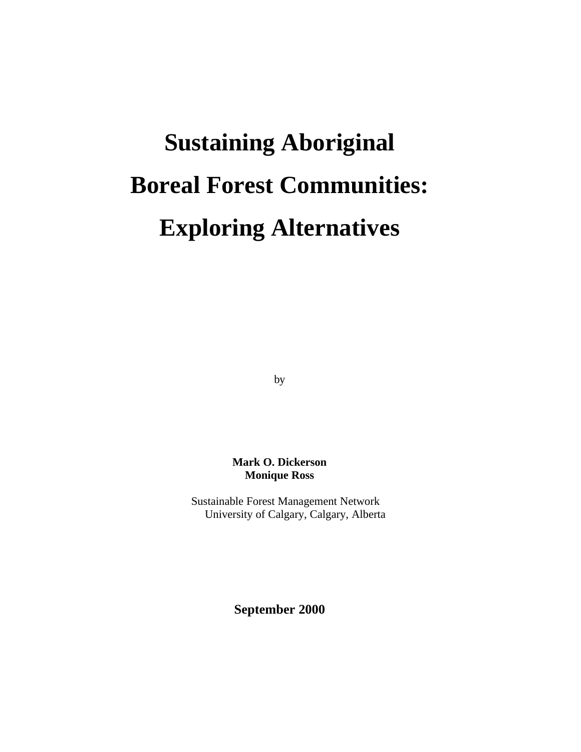# Sustaining Aboriginal Boreal Forest Communities: Exploring Alternatives

by

**Mark O. Dickerson**
**Monique Ross**

Sustainable Forest Management Network
University of Calgary, Calgary, Alberta

**September 2000**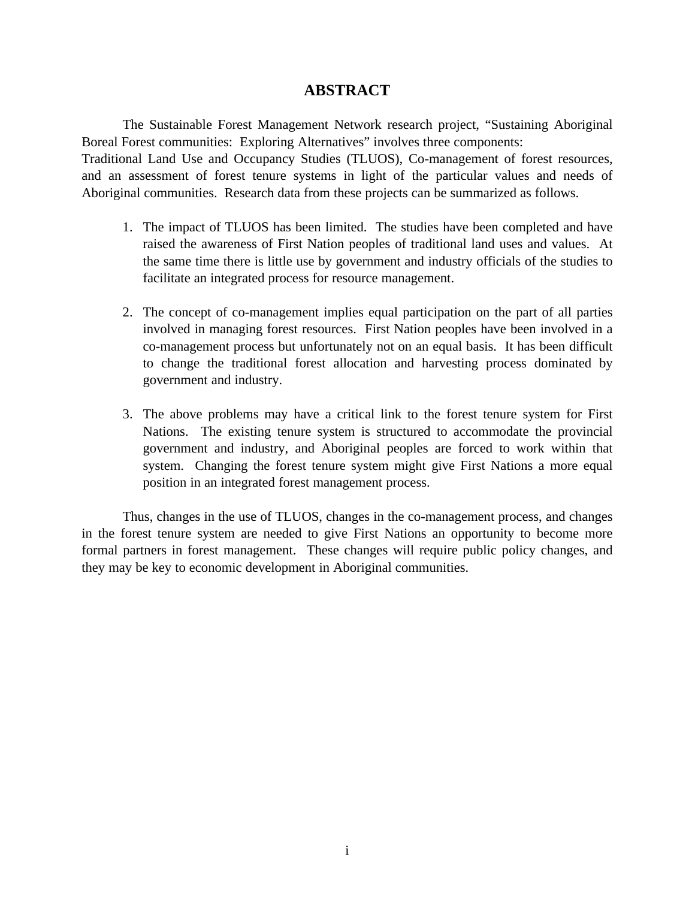# ABSTRACT

The Sustainable Forest Management Network research project, "Sustaining Aboriginal Boreal Forest communities: Exploring Alternatives" involves three components: Traditional Land Use and Occupancy Studies (TLUOS), Co-management of forest resources, and an assessment of forest tenure systems in light of the particular values and needs of Aboriginal communities. Research data from these projects can be summarized as follows.

1. The impact of TLUOS has been limited. The studies have been completed and have raised the awareness of First Nation peoples of traditional land uses and values. At the same time there is little use by government and industry officials of the studies to facilitate an integrated process for resource management.

2. The concept of co-management implies equal participation on the part of all parties involved in managing forest resources. First Nation peoples have been involved in a co-management process but unfortunately not on an equal basis. It has been difficult to change the traditional forest allocation and harvesting process dominated by government and industry.

3. The above problems may have a critical link to the forest tenure system for First Nations. The existing tenure system is structured to accommodate the provincial government and industry, and Aboriginal peoples are forced to work within that system. Changing the forest tenure system might give First Nations a more equal position in an integrated forest management process.

Thus, changes in the use of TLUOS, changes in the co-management process, and changes in the forest tenure system are needed to give First Nations an opportunity to become more formal partners in forest management. These changes will require public policy changes, and they may be key to economic development in Aboriginal communities.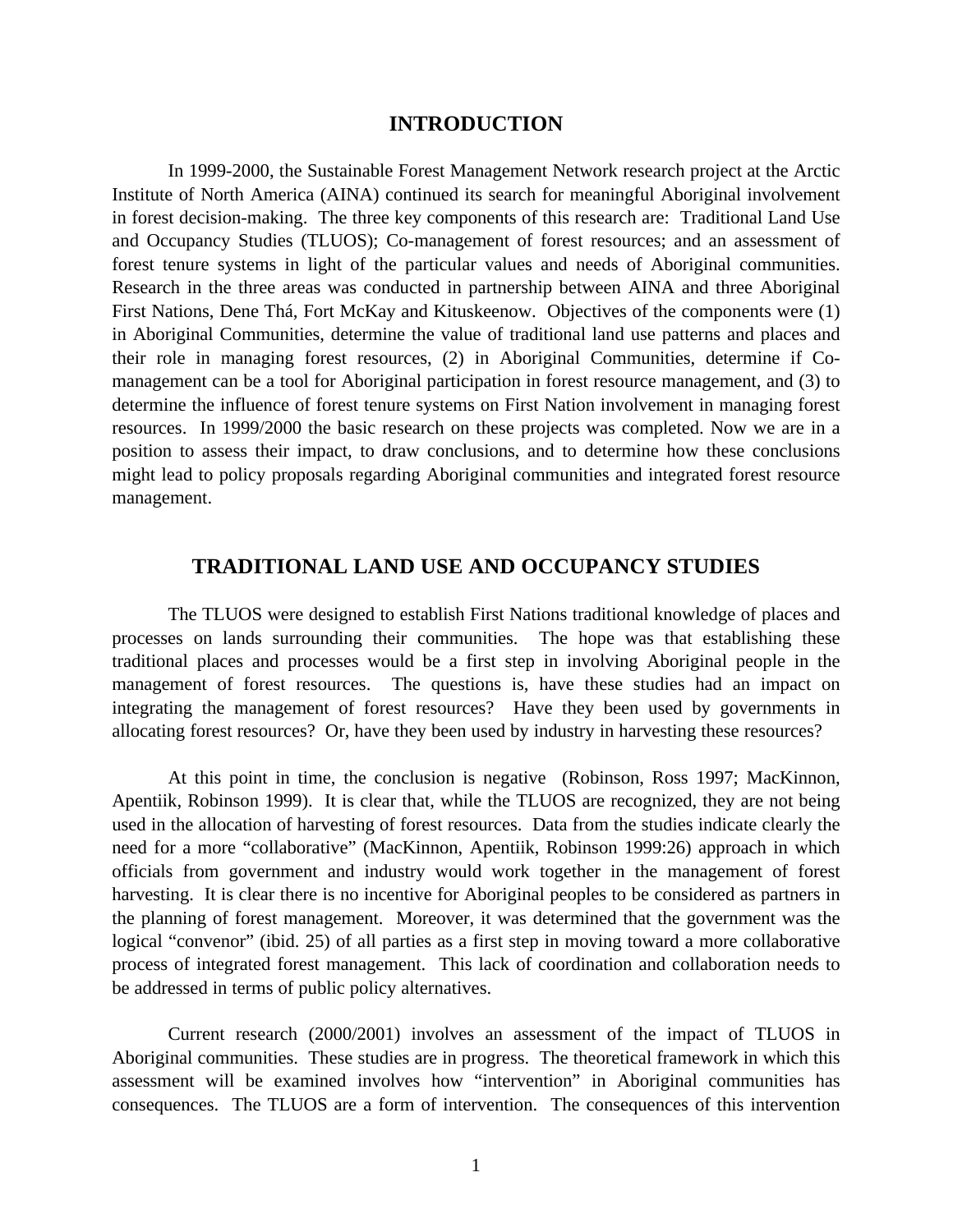# INTRODUCTION

In 1999-2000, the Sustainable Forest Management Network research project at the Arctic Institute of North America (AINA) continued its search for meaningful Aboriginal involvement in forest decision-making. The three key components of this research are: Traditional Land Use and Occupancy Studies (TLUOS); Co-management of forest resources; and an assessment of forest tenure systems in light of the particular values and needs of Aboriginal communities. Research in the three areas was conducted in partnership between AINA and three Aboriginal First Nations, Dene Thá, Fort McKay and Kituskeenow. Objectives of the components were (1) in Aboriginal Communities, determine the value of traditional land use patterns and places and their role in managing forest resources, (2) in Aboriginal Communities, determine if Co-management can be a tool for Aboriginal participation in forest resource management, and (3) to determine the influence of forest tenure systems on First Nation involvement in managing forest resources. In 1999/2000 the basic research on these projects was completed. Now we are in a position to assess their impact, to draw conclusions, and to determine how these conclusions might lead to policy proposals regarding Aboriginal communities and integrated forest resource management.

# TRADITIONAL LAND USE AND OCCUPANCY STUDIES

The TLUOS were designed to establish First Nations traditional knowledge of places and processes on lands surrounding their communities. The hope was that establishing these traditional places and processes would be a first step in involving Aboriginal people in the management of forest resources. The questions is, have these studies had an impact on integrating the management of forest resources? Have they been used by governments in allocating forest resources? Or, have they been used by industry in harvesting these resources?

At this point in time, the conclusion is negative (Robinson, Ross 1997; MacKinnon, Apentiik, Robinson 1999). It is clear that, while the TLUOS are recognized, they are not being used in the allocation of harvesting of forest resources. Data from the studies indicate clearly the need for a more "collaborative" (MacKinnon, Apentiik, Robinson 1999:26) approach in which officials from government and industry would work together in the management of forest harvesting. It is clear there is no incentive for Aboriginal peoples to be considered as partners in the planning of forest management. Moreover, it was determined that the government was the logical "convenor" (ibid. 25) of all parties as a first step in moving toward a more collaborative process of integrated forest management. This lack of coordination and collaboration needs to be addressed in terms of public policy alternatives.

Current research (2000/2001) involves an assessment of the impact of TLUOS in Aboriginal communities. These studies are in progress. The theoretical framework in which this assessment will be examined involves how "intervention" in Aboriginal communities has consequences. The TLUOS are a form of intervention. The consequences of this intervention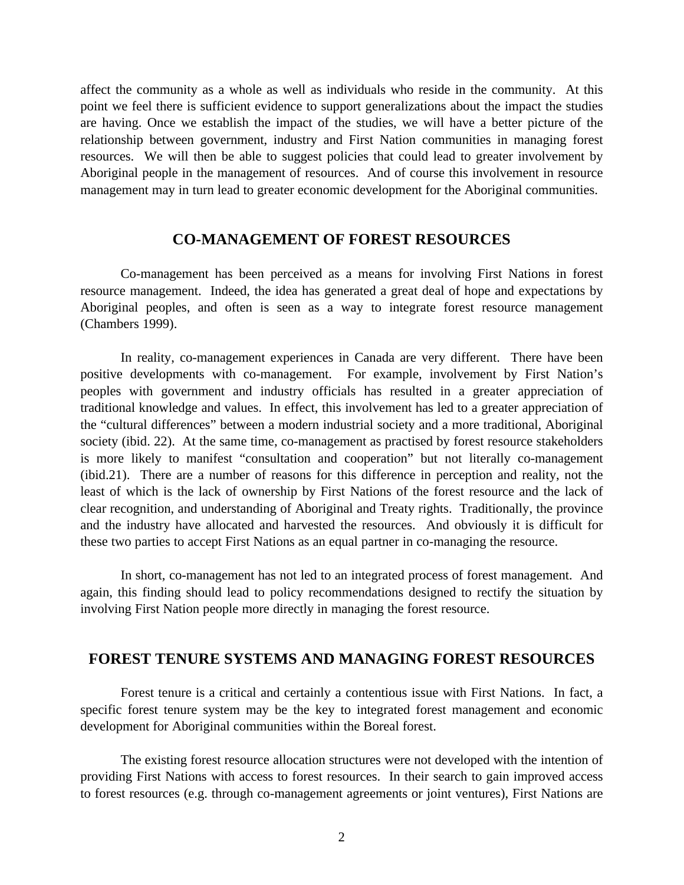affect the community as a whole as well as individuals who reside in the community. At this point we feel there is sufficient evidence to support generalizations about the impact the studies are having. Once we establish the impact of the studies, we will have a better picture of the relationship between government, industry and First Nation communities in managing forest resources. We will then be able to suggest policies that could lead to greater involvement by Aboriginal people in the management of resources. And of course this involvement in resource management may in turn lead to greater economic development for the Aboriginal communities.

## CO-MANAGEMENT OF FOREST RESOURCES

Co-management has been perceived as a means for involving First Nations in forest resource management. Indeed, the idea has generated a great deal of hope and expectations by Aboriginal peoples, and often is seen as a way to integrate forest resource management (Chambers 1999).

In reality, co-management experiences in Canada are very different. There have been positive developments with co-management. For example, involvement by First Nation's peoples with government and industry officials has resulted in a greater appreciation of traditional knowledge and values. In effect, this involvement has led to a greater appreciation of the "cultural differences" between a modern industrial society and a more traditional, Aboriginal society (ibid. 22). At the same time, co-management as practised by forest resource stakeholders is more likely to manifest "consultation and cooperation" but not literally co-management (ibid.21). There are a number of reasons for this difference in perception and reality, not the least of which is the lack of ownership by First Nations of the forest resource and the lack of clear recognition, and understanding of Aboriginal and Treaty rights. Traditionally, the province and the industry have allocated and harvested the resources. And obviously it is difficult for these two parties to accept First Nations as an equal partner in co-managing the resource.

In short, co-management has not led to an integrated process of forest management. And again, this finding should lead to policy recommendations designed to rectify the situation by involving First Nation people more directly in managing the forest resource.

## FOREST TENURE SYSTEMS AND MANAGING FOREST RESOURCES

Forest tenure is a critical and certainly a contentious issue with First Nations. In fact, a specific forest tenure system may be the key to integrated forest management and economic development for Aboriginal communities within the Boreal forest.

The existing forest resource allocation structures were not developed with the intention of providing First Nations with access to forest resources. In their search to gain improved access to forest resources (e.g. through co-management agreements or joint ventures), First Nations are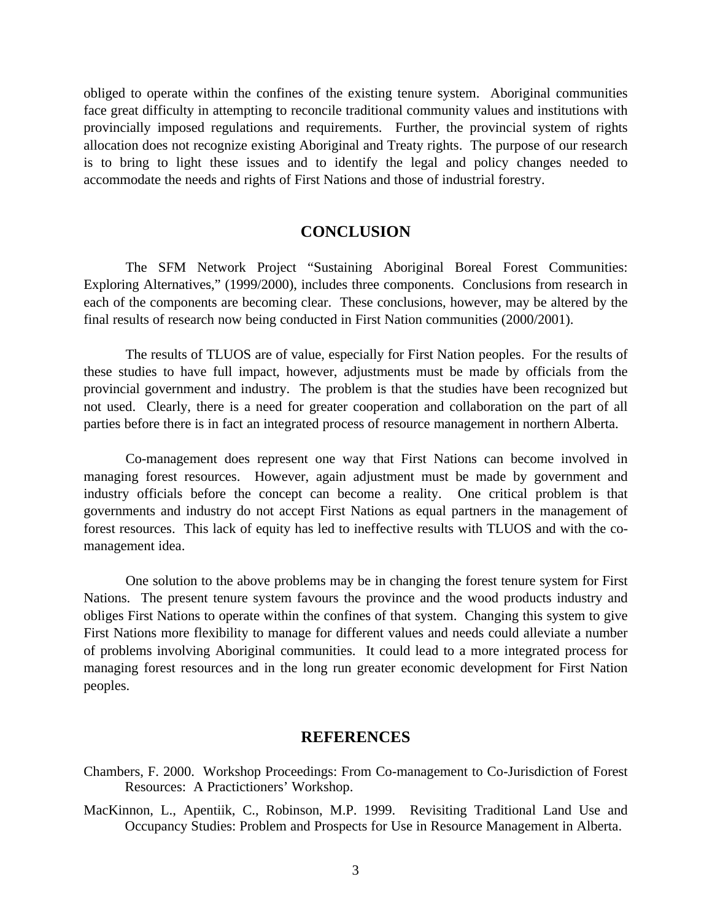obliged to operate within the confines of the existing tenure system. Aboriginal communities face great difficulty in attempting to reconcile traditional community values and institutions with provincially imposed regulations and requirements. Further, the provincial system of rights allocation does not recognize existing Aboriginal and Treaty rights. The purpose of our research is to bring to light these issues and to identify the legal and policy changes needed to accommodate the needs and rights of First Nations and those of industrial forestry.

## CONCLUSION

The SFM Network Project "Sustaining Aboriginal Boreal Forest Communities: Exploring Alternatives," (1999/2000), includes three components. Conclusions from research in each of the components are becoming clear. These conclusions, however, may be altered by the final results of research now being conducted in First Nation communities (2000/2001).

The results of TLUOS are of value, especially for First Nation peoples. For the results of these studies to have full impact, however, adjustments must be made by officials from the provincial government and industry. The problem is that the studies have been recognized but not used. Clearly, there is a need for greater cooperation and collaboration on the part of all parties before there is in fact an integrated process of resource management in northern Alberta.

Co-management does represent one way that First Nations can become involved in managing forest resources. However, again adjustment must be made by government and industry officials before the concept can become a reality. One critical problem is that governments and industry do not accept First Nations as equal partners in the management of forest resources. This lack of equity has led to ineffective results with TLUOS and with the co-management idea.

One solution to the above problems may be in changing the forest tenure system for First Nations. The present tenure system favours the province and the wood products industry and obliges First Nations to operate within the confines of that system. Changing this system to give First Nations more flexibility to manage for different values and needs could alleviate a number of problems involving Aboriginal communities. It could lead to a more integrated process for managing forest resources and in the long run greater economic development for First Nation peoples.

## REFERENCES

Chambers, F. 2000. Workshop Proceedings: From Co-management to Co-Jurisdiction of Forest Resources: A Practitioners' Workshop.

MacKinnon, L., Apentiik, C., Robinson, M.P. 1999. Revisiting Traditional Land Use and Occupancy Studies: Problem and Prospects for Use in Resource Management in Alberta.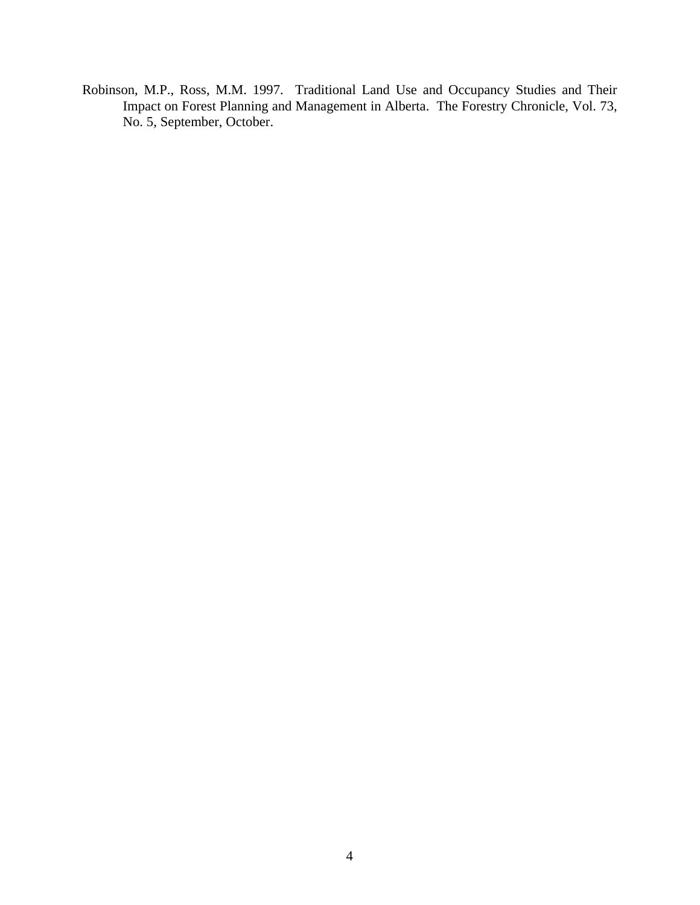Robinson, M.P., Ross, M.M. 1997. Traditional Land Use and Occupancy Studies and Their Impact on Forest Planning and Management in Alberta. The Forestry Chronicle, Vol. 73, No. 5, September, October.